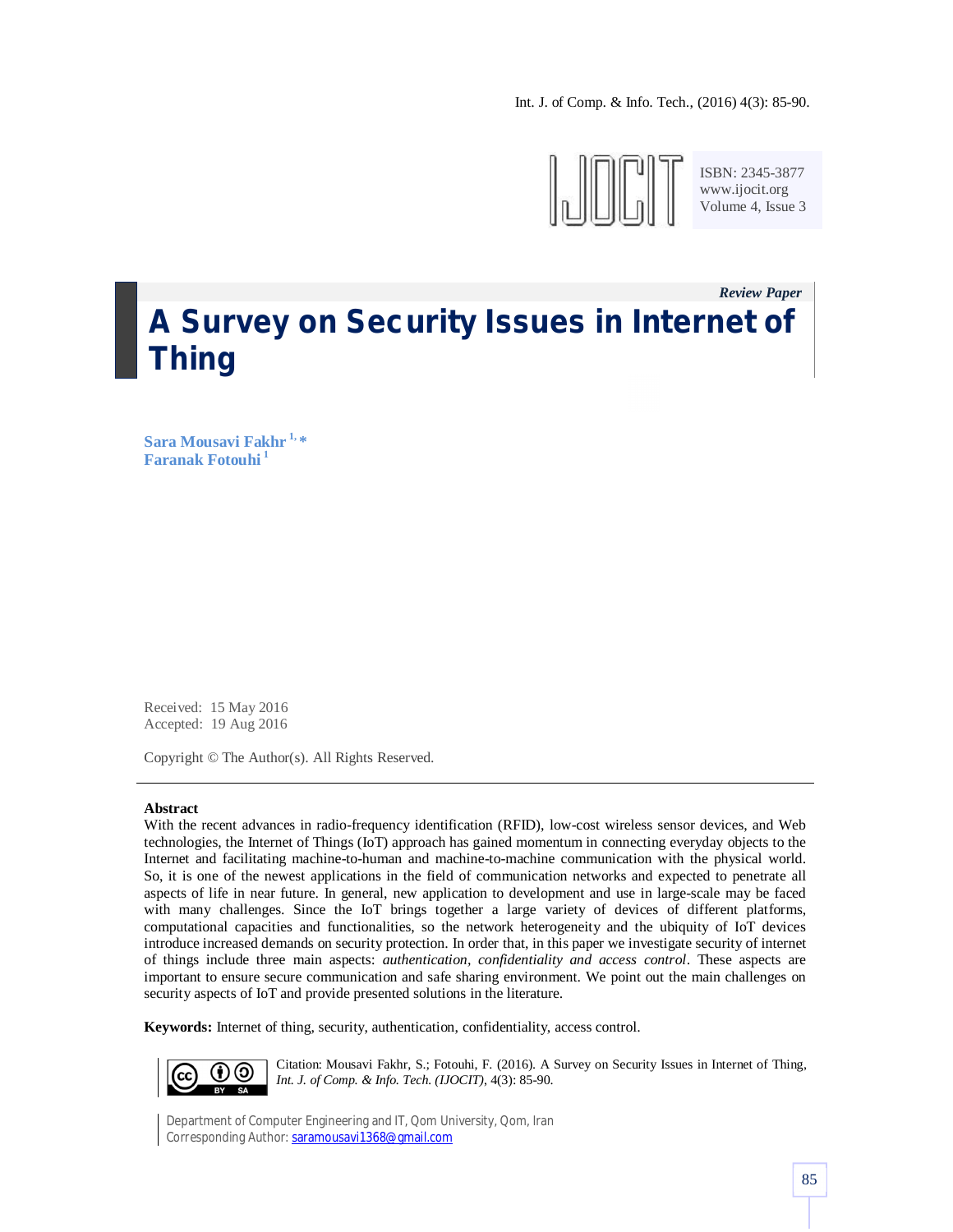*Review Paper*

# A Survey on Security Issues in Internet of Thing

**Sara Mousavi Fakhr** [1,*]
**Faranak Fotouhi** [1]

Received: 15 May 2016
Accepted: 19 Aug 2016

Copyright © The Author(s). All Rights Reserved.

---

**Abstract**

With the recent advances in radio-frequency identification (RFID), low-cost wireless sensor devices, and Web technologies, the Internet of Things (IoT) approach has gained momentum in connecting everyday objects to the Internet and facilitating machine-to-human and machine-to-machine communication with the physical world. So, it is one of the newest applications in the field of communication networks and expected to penetrate all aspects of life in near future. In general, new application to development and use in large-scale may be faced with many challenges. Since the IoT brings together a large variety of devices of different platforms, computational capacities and functionalities, so the network heterogeneity and the ubiquity of IoT devices introduce increased demands on security protection. In order that, in this paper we investigate security of internet of things include three main aspects: *authentication, confidentiality and access control*. These aspects are important to ensure secure communication and safe sharing environment. We point out the main challenges on security aspects of IoT and provide presented solutions in the literature.

**Keywords:** Internet of thing, security, authentication, confidentiality, access control.

Citation: Mousavi Fakhr, S.; Fotouhi, F. (2016). A Survey on Security Issues in Internet of Thing, *Int. J. of Comp. & Info. Tech. (IJOCIT)*, 4(3): 85-90.

Department of Computer Engineering and IT, Qom University, Qom, Iran
Corresponding Author: saramousavi1368@gmail.com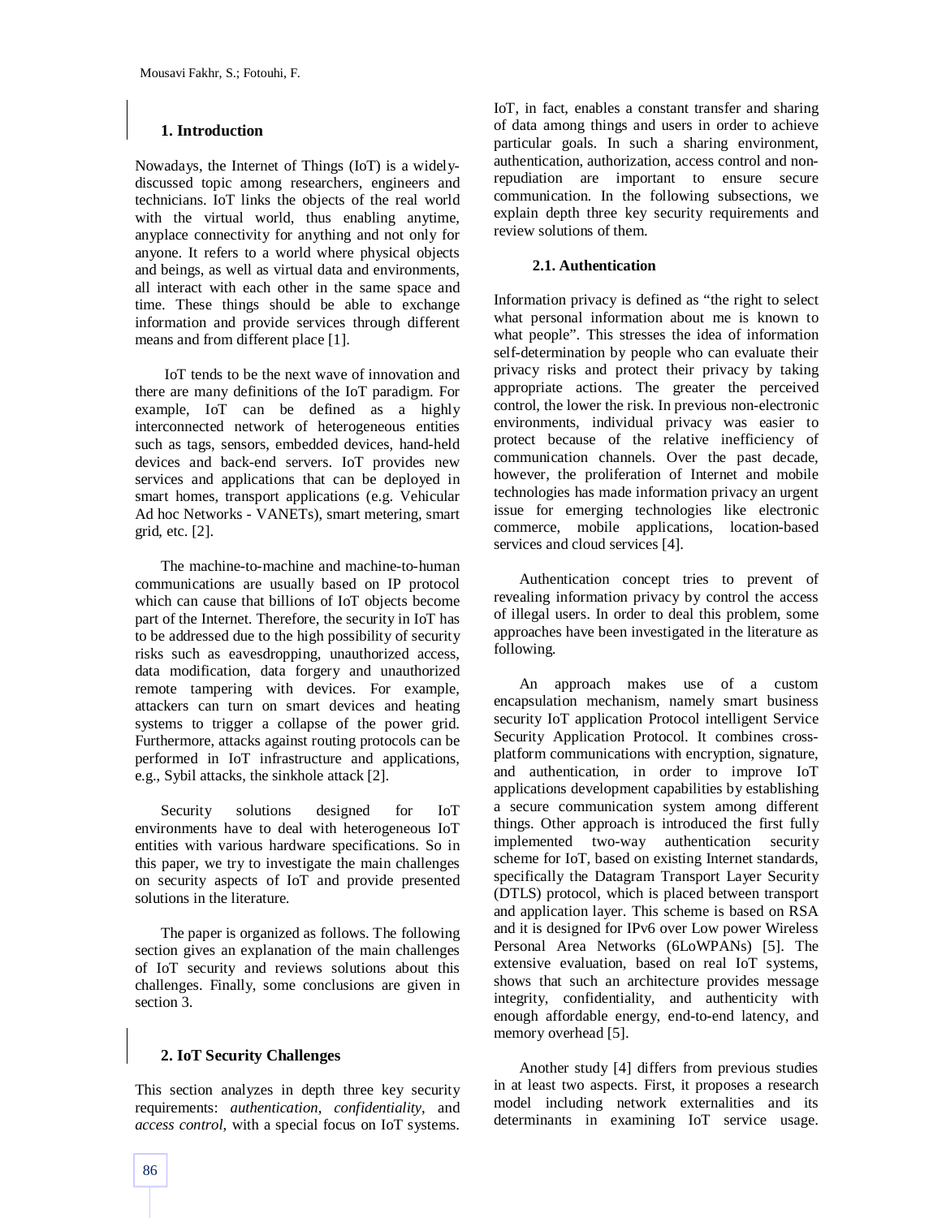## 1. Introduction

Nowadays, the Internet of Things (IoT) is a widely-discussed topic among researchers, engineers and technicians. IoT links the objects of the real world with the virtual world, thus enabling anytime, anyplace connectivity for anything and not only for anyone. It refers to a world where physical objects and beings, as well as virtual data and environments, all interact with each other in the same space and time. These things should be able to exchange information and provide services through different means and from different place [1].

IoT tends to be the next wave of innovation and there are many definitions of the IoT paradigm. For example, IoT can be defined as a highly interconnected network of heterogeneous entities such as tags, sensors, embedded devices, hand-held devices and back-end servers. IoT provides new services and applications that can be deployed in smart homes, transport applications (e.g. Vehicular Ad hoc Networks - VANETs), smart metering, smart grid, etc. [2].

The machine-to-machine and machine-to-human communications are usually based on IP protocol which can cause that billions of IoT objects become part of the Internet. Therefore, the security in IoT has to be addressed due to the high possibility of security risks such as eavesdropping, unauthorized access, data modification, data forgery and unauthorized remote tampering with devices. For example, attackers can turn on smart devices and heating systems to trigger a collapse of the power grid. Furthermore, attacks against routing protocols can be performed in IoT infrastructure and applications, e.g., Sybil attacks, the sinkhole attack [2].

Security solutions designed for IoT environments have to deal with heterogeneous IoT entities with various hardware specifications. So in this paper, we try to investigate the main challenges on security aspects of IoT and provide presented solutions in the literature.

The paper is organized as follows. The following section gives an explanation of the main challenges of IoT security and reviews solutions about this challenges. Finally, some conclusions are given in section 3.

## 2. IoT Security Challenges

This section analyzes in depth three key security requirements: *authentication*, *confidentiality*, and *access control*, with a special focus on IoT systems. IoT, in fact, enables a constant transfer and sharing of data among things and users in order to achieve particular goals. In such a sharing environment, authentication, authorization, access control and non-repudiation are important to ensure secure communication. In the following subsections, we explain depth three key security requirements and review solutions of them.

### 2.1. Authentication

Information privacy is defined as "the right to select what personal information about me is known to what people". This stresses the idea of information self-determination by people who can evaluate their privacy risks and protect their privacy by taking appropriate actions. The greater the perceived control, the lower the risk. In previous non-electronic environments, individual privacy was easier to protect because of the relative inefficiency of communication channels. Over the past decade, however, the proliferation of Internet and mobile technologies has made information privacy an urgent issue for emerging technologies like electronic commerce, mobile applications, location-based services and cloud services [4].

Authentication concept tries to prevent of revealing information privacy by control the access of illegal users. In order to deal this problem, some approaches have been investigated in the literature as following.

An approach makes use of a custom encapsulation mechanism, namely smart business security IoT application Protocol intelligent Service Security Application Protocol. It combines cross-platform communications with encryption, signature, and authentication, in order to improve IoT applications development capabilities by establishing a secure communication system among different things. Other approach is introduced the first fully implemented two-way authentication security scheme for IoT, based on existing Internet standards, specifically the Datagram Transport Layer Security (DTLS) protocol, which is placed between transport and application layer. This scheme is based on RSA and it is designed for IPv6 over Low power Wireless Personal Area Networks (6LoWPANs) [5]. The extensive evaluation, based on real IoT systems, shows that such an architecture provides message integrity, confidentiality, and authenticity with enough affordable energy, end-to-end latency, and memory overhead [5].

Another study [4] differs from previous studies in at least two aspects. First, it proposes a research model including network externalities and its determinants in examining IoT service usage.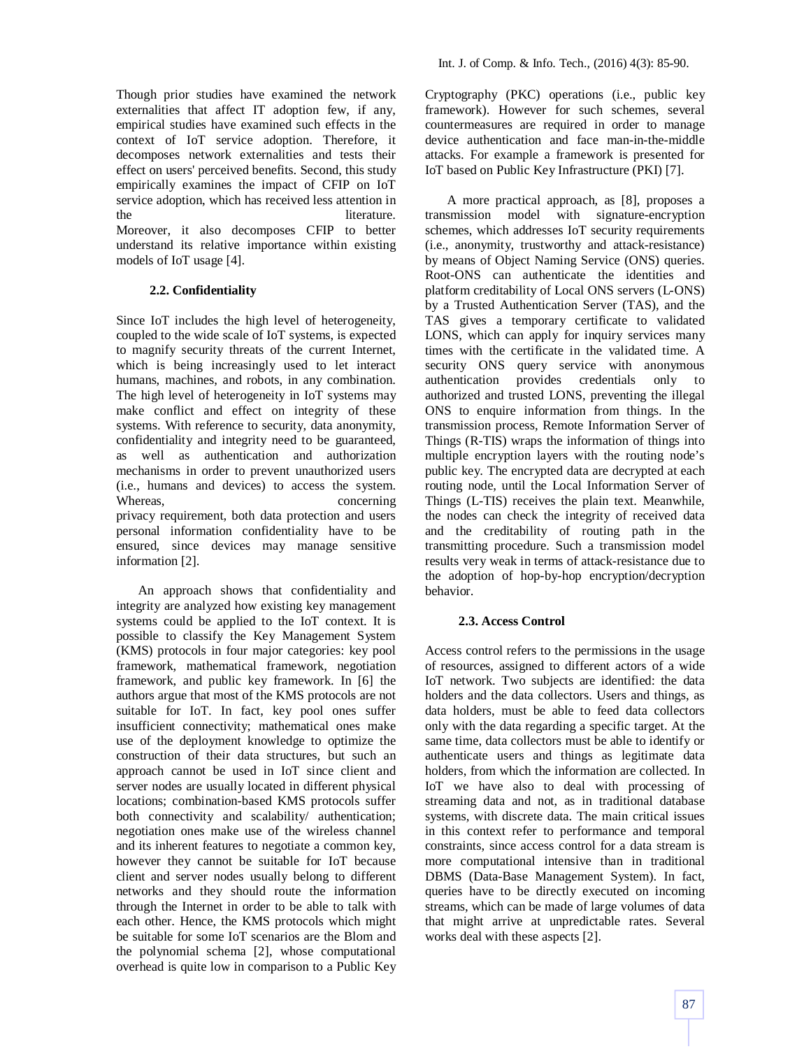Though prior studies have examined the network externalities that affect IT adoption few, if any, empirical studies have examined such effects in the context of IoT service adoption. Therefore, it decomposes network externalities and tests their effect on users' perceived benefits. Second, this study empirically examines the impact of CFIP on IoT service adoption, which has received less attention in the literature. Moreover, it also decomposes CFIP to better understand its relative importance within existing models of IoT usage [4].

### 2.2. Confidentiality

Since IoT includes the high level of heterogeneity, coupled to the wide scale of IoT systems, is expected to magnify security threats of the current Internet, which is being increasingly used to let interact humans, machines, and robots, in any combination. The high level of heterogeneity in IoT systems may make conflict and effect on integrity of these systems. With reference to security, data anonymity, confidentiality and integrity need to be guaranteed, as well as authentication and authorization mechanisms in order to prevent unauthorized users (i.e., humans and devices) to access the system. Whereas, concerning privacy requirement, both data protection and users personal information confidentiality have to be ensured, since devices may manage sensitive information [2].

An approach shows that confidentiality and integrity are analyzed how existing key management systems could be applied to the IoT context. It is possible to classify the Key Management System (KMS) protocols in four major categories: key pool framework, mathematical framework, negotiation framework, and public key framework. In [6] the authors argue that most of the KMS protocols are not suitable for IoT. In fact, key pool ones suffer insufficient connectivity; mathematical ones make use of the deployment knowledge to optimize the construction of their data structures, but such an approach cannot be used in IoT since client and server nodes are usually located in different physical locations; combination-based KMS protocols suffer both connectivity and scalability/ authentication; negotiation ones make use of the wireless channel and its inherent features to negotiate a common key, however they cannot be suitable for IoT because client and server nodes usually belong to different networks and they should route the information through the Internet in order to be able to talk with each other. Hence, the KMS protocols which might be suitable for some IoT scenarios are the Blom and the polynomial schema [2], whose computational overhead is quite low in comparison to a Public Key Cryptography (PKC) operations (i.e., public key framework). However for such schemes, several countermeasures are required in order to manage device authentication and face man-in-the-middle attacks. For example a framework is presented for IoT based on Public Key Infrastructure (PKI) [7].

A more practical approach, as [8], proposes a transmission model with signature-encryption schemes, which addresses IoT security requirements (i.e., anonymity, trustworthy and attack-resistance) by means of Object Naming Service (ONS) queries. Root-ONS can authenticate the identities and platform creditability of Local ONS servers (L-ONS) by a Trusted Authentication Server (TAS), and the TAS gives a temporary certificate to validated LONS, which can apply for inquiry services many times with the certificate in the validated time. A security ONS query service with anonymous authentication provides credentials only to authorized and trusted LONS, preventing the illegal ONS to enquire information from things. In the transmission process, Remote Information Server of Things (R-TIS) wraps the information of things into multiple encryption layers with the routing node's public key. The encrypted data are decrypted at each routing node, until the Local Information Server of Things (L-TIS) receives the plain text. Meanwhile, the nodes can check the integrity of received data and the creditability of routing path in the transmitting procedure. Such a transmission model results very weak in terms of attack-resistance due to the adoption of hop-by-hop encryption/decryption behavior.

### 2.3. Access Control

Access control refers to the permissions in the usage of resources, assigned to different actors of a wide IoT network. Two subjects are identified: the data holders and the data collectors. Users and things, as data holders, must be able to feed data collectors only with the data regarding a specific target. At the same time, data collectors must be able to identify or authenticate users and things as legitimate data holders, from which the information are collected. In IoT we have also to deal with processing of streaming data and not, as in traditional database systems, with discrete data. The main critical issues in this context refer to performance and temporal constraints, since access control for a data stream is more computational intensive than in traditional DBMS (Data-Base Management System). In fact, queries have to be directly executed on incoming streams, which can be made of large volumes of data that might arrive at unpredictable rates. Several works deal with these aspects [2].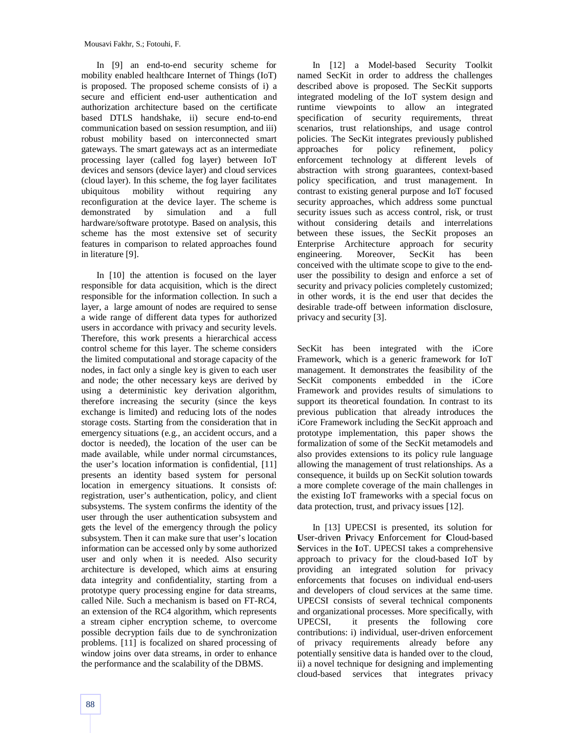In [9] an end-to-end security scheme for mobility enabled healthcare Internet of Things (IoT) is proposed. The proposed scheme consists of i) a secure and efficient end-user authentication and authorization architecture based on the certificate based DTLS handshake, ii) secure end-to-end communication based on session resumption, and iii) robust mobility based on interconnected smart gateways. The smart gateways act as an intermediate processing layer (called fog layer) between IoT devices and sensors (device layer) and cloud services (cloud layer). In this scheme, the fog layer facilitates ubiquitous mobility without requiring any reconfiguration at the device layer. The scheme is demonstrated by simulation and a full hardware/software prototype. Based on analysis, this scheme has the most extensive set of security features in comparison to related approaches found in literature [9].

In [10] the attention is focused on the layer responsible for data acquisition, which is the direct responsible for the information collection. In such a layer, a large amount of nodes are required to sense a wide range of different data types for authorized users in accordance with privacy and security levels. Therefore, this work presents a hierarchical access control scheme for this layer. The scheme considers the limited computational and storage capacity of the nodes, in fact only a single key is given to each user and node; the other necessary keys are derived by using a deterministic key derivation algorithm, therefore increasing the security (since the keys exchange is limited) and reducing lots of the nodes storage costs. Starting from the consideration that in emergency situations (e.g., an accident occurs, and a doctor is needed), the location of the user can be made available, while under normal circumstances, the user's location information is confidential, [11] presents an identity based system for personal location in emergency situations. It consists of: registration, user's authentication, policy, and client subsystems. The system confirms the identity of the user through the user authentication subsystem and gets the level of the emergency through the policy subsystem. Then it can make sure that user's location information can be accessed only by some authorized user and only when it is needed. Also security architecture is developed, which aims at ensuring data integrity and confidentiality, starting from a prototype query processing engine for data streams, called Nile. Such a mechanism is based on FT-RC4, an extension of the RC4 algorithm, which represents a stream cipher encryption scheme, to overcome possible decryption fails due to de synchronization problems. [11] is focalized on shared processing of window joins over data streams, in order to enhance the performance and the scalability of the DBMS.

In [12] a Model-based Security Toolkit named SecKit in order to address the challenges described above is proposed. The SecKit supports integrated modeling of the IoT system design and runtime viewpoints to allow an integrated specification of security requirements, threat scenarios, trust relationships, and usage control policies. The SecKit integrates previously published approaches for policy refinement, policy enforcement technology at different levels of abstraction with strong guarantees, context-based policy specification, and trust management. In contrast to existing general purpose and IoT focused security approaches, which address some punctual security issues such as access control, risk, or trust without considering details and interrelations between these issues, the SecKit proposes an Enterprise Architecture approach for security engineering. Moreover, SecKit has been conceived with the ultimate scope to give to the end-user the possibility to design and enforce a set of security and privacy policies completely customized; in other words, it is the end user that decides the desirable trade-off between information disclosure, privacy and security [3].

SecKit has been integrated with the iCore Framework, which is a generic framework for IoT management. It demonstrates the feasibility of the SecKit components embedded in the iCore Framework and provides results of simulations to support its theoretical foundation. In contrast to its previous publication that already introduces the iCore Framework including the SecKit approach and prototype implementation, this paper shows the formalization of some of the SecKit metamodels and also provides extensions to its policy rule language allowing the management of trust relationships. As a consequence, it builds up on SecKit solution towards a more complete coverage of the main challenges in the existing IoT frameworks with a special focus on data protection, trust, and privacy issues [12].

In [13] UPECSI is presented, its solution for **U**ser-driven **P**rivacy **E**nforcement for **C**loud-based **S**ervices in the **I**oT. UPECSI takes a comprehensive approach to privacy for the cloud-based IoT by providing an integrated solution for privacy enforcements that focuses on individual end-users and developers of cloud services at the same time. UPECSI consists of several technical components and organizational processes. More specifically, with UPECSI, it presents the following core contributions: i) individual, user-driven enforcement of privacy requirements already before any potentially sensitive data is handed over to the cloud, ii) a novel technique for designing and implementing cloud-based services that integrates privacy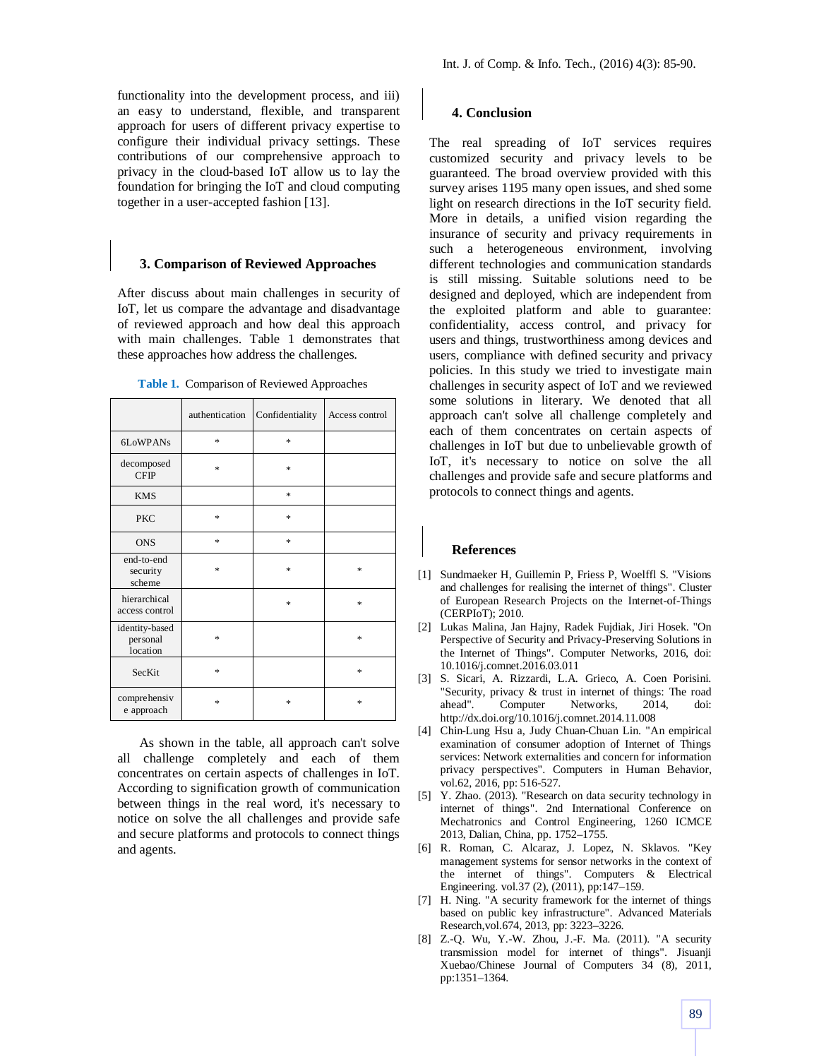functionality into the development process, and iii) an easy to understand, flexible, and transparent approach for users of different privacy expertise to configure their individual privacy settings. These contributions of our comprehensive approach to privacy in the cloud-based IoT allow us to lay the foundation for bringing the IoT and cloud computing together in a user-accepted fashion [13].

## 3. Comparison of Reviewed Approaches

After discuss about main challenges in security of IoT, let us compare the advantage and disadvantage of reviewed approach and how deal this approach with main challenges. Table 1 demonstrates that these approaches how address the challenges.

**Table 1.** Comparison of Reviewed Approaches

| | authentication | Confidentiality | Access control |
|---|---|---|---|
| 6LoWPANs | * | * | |
| decomposed CFIP | * | * | |
| KMS | | * | |
| PKC | * | * | |
| ONS | * | * | |
| end-to-end security scheme | * | * | * |
| hierarchical access control | | * | * |
| identity-based personal location | * | | * |
| SecKit | * | | * |
| comprehensive approach | * | * | * |

As shown in the table, all approach can't solve all challenge completely and each of them concentrates on certain aspects of challenges in IoT. According to signification growth of communication between things in the real word, it's necessary to notice on solve the all challenges and provide safe and secure platforms and protocols to connect things and agents.

## 4. Conclusion

The real spreading of IoT services requires customized security and privacy levels to be guaranteed. The broad overview provided with this survey arises 1195 many open issues, and shed some light on research directions in the IoT security field. More in details, a unified vision regarding the insurance of security and privacy requirements in such a heterogeneous environment, involving different technologies and communication standards is still missing. Suitable solutions need to be designed and deployed, which are independent from the exploited platform and able to guarantee: confidentiality, access control, and privacy for users and things, trustworthiness among devices and users, compliance with defined security and privacy policies. In this study we tried to investigate main challenges in security aspect of IoT and we reviewed some solutions in literary. We denoted that all approach can't solve all challenge completely and each of them concentrates on certain aspects of challenges in IoT but due to unbelievable growth of IoT, it's necessary to notice on solve the all challenges and provide safe and secure platforms and protocols to connect things and agents.

## References

[1] Sundmaeker H, Guillemin P, Friess P, Woelffl S. "Visions and challenges for realising the internet of things". Cluster of European Research Projects on the Internet-of-Things (CERPIoT); 2010.

[2] Lukas Malina, Jan Hajny, Radek Fujdiak, Jiri Hosek. "On Perspective of Security and Privacy-Preserving Solutions in the Internet of Things". Computer Networks, 2016, doi: 10.1016/j.comnet.2016.03.011

[3] S. Sicari, A. Rizzardi, L.A. Grieco, A. Coen Porisini. "Security, privacy & trust in internet of things: The road ahead". Computer Networks, 2014, doi: http://dx.doi.org/10.1016/j.comnet.2014.11.008

[4] Chin-Lung Hsu a, Judy Chuan-Chuan Lin. "An empirical examination of consumer adoption of Internet of Things services: Network externalities and concern for information privacy perspectives". Computers in Human Behavior, vol.62, 2016, pp: 516-527.

[5] Y. Zhao. (2013). "Research on data security technology in internet of things". 2nd International Conference on Mechatronics and Control Engineering, 1260 ICMCE 2013, Dalian, China, pp. 1752–1755.

[6] R. Roman, C. Alcaraz, J. Lopez, N. Sklavos. "Key management systems for sensor networks in the context of the internet of things". Computers & Electrical Engineering. vol.37 (2), (2011), pp:147–159.

[7] H. Ning. "A security framework for the internet of things based on public key infrastructure". Advanced Materials Research,vol.674, 2013, pp: 3223–3226.

[8] Z.-Q. Wu, Y.-W. Zhou, J.-F. Ma. (2011). "A security transmission model for internet of things". Jisuanji Xuebao/Chinese Journal of Computers 34 (8), 2011, pp:1351–1364.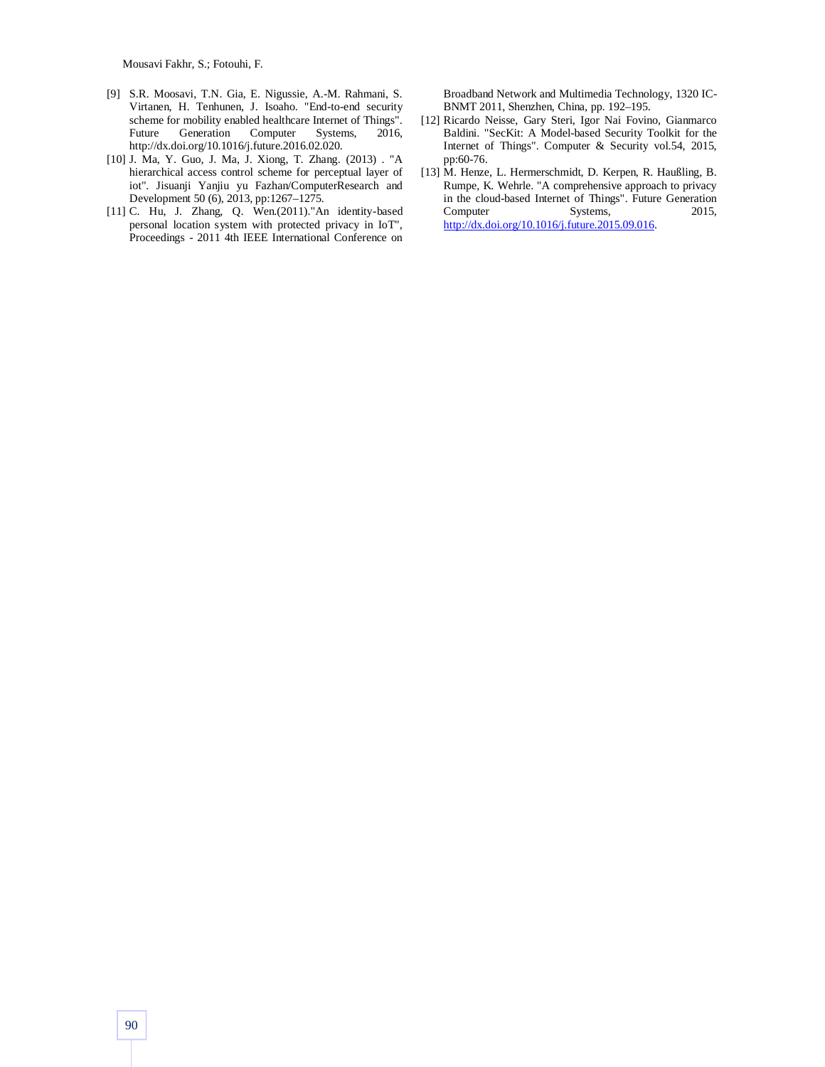[9] S.R. Moosavi, T.N. Gia, E. Nigussie, A.-M. Rahmani, S. Virtanen, H. Tenhunen, J. Isoaho. "End-to-end security scheme for mobility enabled healthcare Internet of Things". Future Generation Computer Systems, 2016, http://dx.doi.org/10.1016/j.future.2016.02.020.

[10] J. Ma, Y. Guo, J. Ma, J. Xiong, T. Zhang. (2013) . "A hierarchical access control scheme for perceptual layer of iot". Jisuanji Yanjiu yu Fazhan/ComputerResearch and Development 50 (6), 2013, pp:1267–1275.

[11] C. Hu, J. Zhang, Q. Wen.(2011)."An identity-based personal location system with protected privacy in IoT", Proceedings - 2011 4th IEEE International Conference on Broadband Network and Multimedia Technology, 1320 IC-BNMT 2011, Shenzhen, China, pp. 192–195.

[12] Ricardo Neisse, Gary Steri, Igor Nai Fovino, Gianmarco Baldini. "SecKit: A Model-based Security Toolkit for the Internet of Things". Computer & Security vol.54, 2015, pp:60-76.

[13] M. Henze, L. Hermerschmidt, D. Kerpen, R. Haußling, B. Rumpe, K. Wehrle. "A comprehensive approach to privacy in the cloud-based Internet of Things". Future Generation Computer Systems, 2015, http://dx.doi.org/10.1016/j.future.2015.09.016.